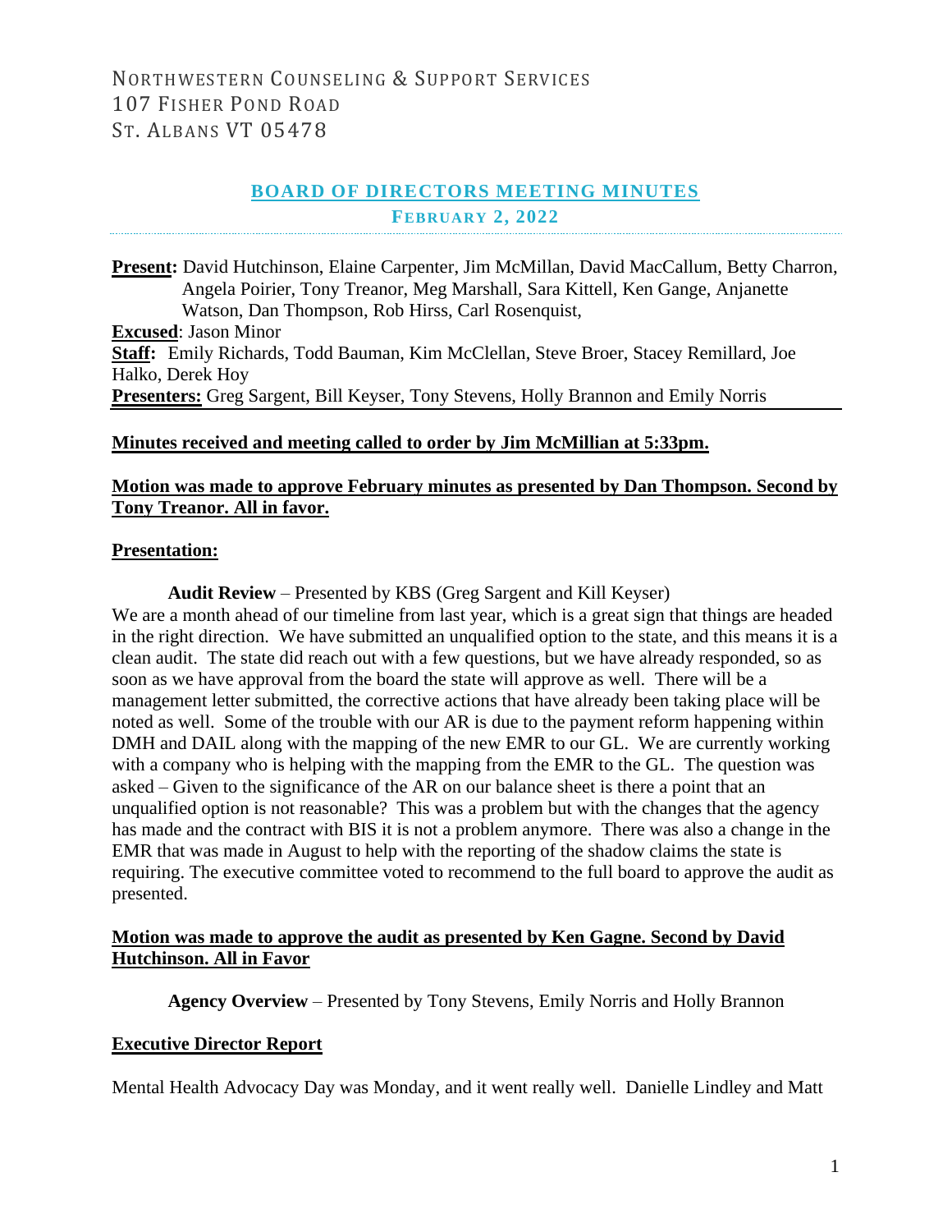NORTHWESTERN COUNSELING & SUPPORT SERVICES
107 FISHER POND ROAD
ST. ALBANS VT 05478

# BOARD OF DIRECTORS MEETING MINUTES

## FEBRUARY 2, 2022

**Present:** David Hutchinson, Elaine Carpenter, Jim McMillan, David MacCallum, Betty Charron, Angela Poirier, Tony Treanor, Meg Marshall, Sara Kittell, Ken Gange, Anjanette Watson, Dan Thompson, Rob Hirss, Carl Rosenquist,
**Excused**: Jason Minor
**Staff:** Emily Richards, Todd Bauman, Kim McClellan, Steve Broer, Stacey Remillard, Joe Halko, Derek Hoy
**Presenters:** Greg Sargent, Bill Keyser, Tony Stevens, Holly Brannon and Emily Norris

**Minutes received and meeting called to order by Jim McMillian at 5:33pm.**

**Motion was made to approve February minutes as presented by Dan Thompson. Second by Tony Treanor. All in favor.**

**Presentation:**

**Audit Review** – Presented by KBS (Greg Sargent and Kill Keyser)
We are a month ahead of our timeline from last year, which is a great sign that things are headed in the right direction. We have submitted an unqualified option to the state, and this means it is a clean audit. The state did reach out with a few questions, but we have already responded, so as soon as we have approval from the board the state will approve as well. There will be a management letter submitted, the corrective actions that have already been taking place will be noted as well. Some of the trouble with our AR is due to the payment reform happening within DMH and DAIL along with the mapping of the new EMR to our GL. We are currently working with a company who is helping with the mapping from the EMR to the GL. The question was asked – Given to the significance of the AR on our balance sheet is there a point that an unqualified option is not reasonable? This was a problem but with the changes that the agency has made and the contract with BIS it is not a problem anymore. There was also a change in the EMR that was made in August to help with the reporting of the shadow claims the state is requiring. The executive committee voted to recommend to the full board to approve the audit as presented.

**Motion was made to approve the audit as presented by Ken Gagne. Second by David Hutchinson. All in Favor**

**Agency Overview** – Presented by Tony Stevens, Emily Norris and Holly Brannon

**Executive Director Report**

Mental Health Advocacy Day was Monday, and it went really well. Danielle Lindley and Matt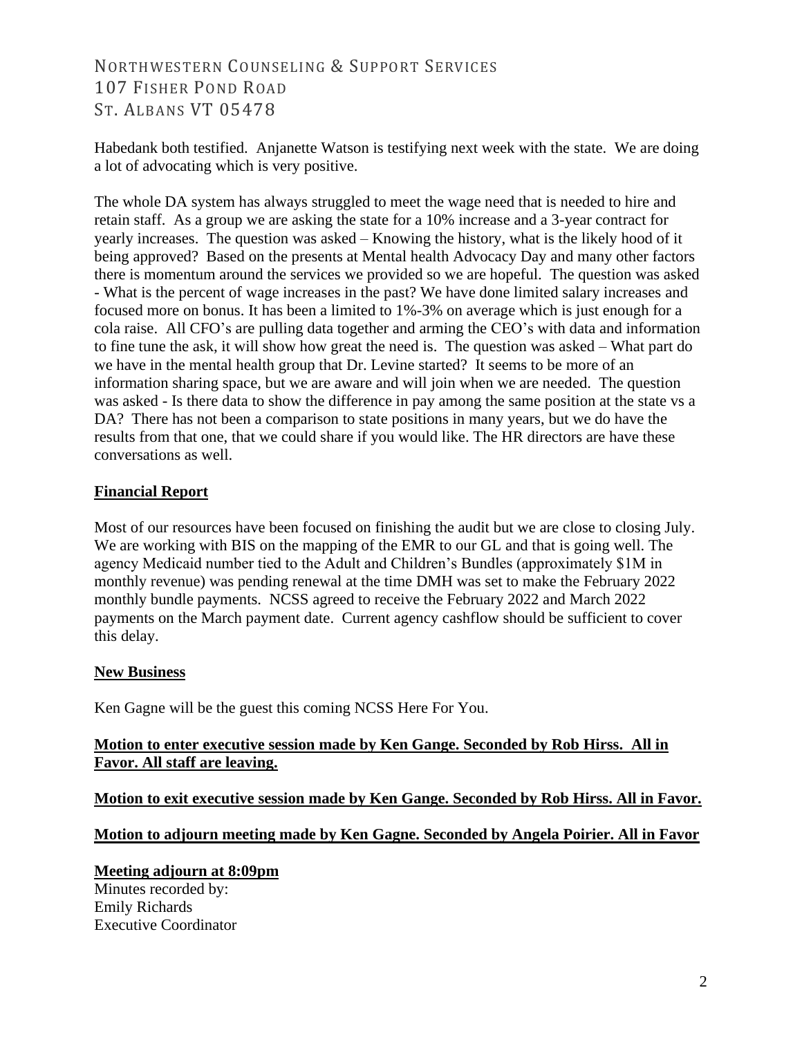Habedank both testified. Anjanette Watson is testifying next week with the state. We are doing a lot of advocating which is very positive.

The whole DA system has always struggled to meet the wage need that is needed to hire and retain staff. As a group we are asking the state for a 10% increase and a 3-year contract for yearly increases. The question was asked – Knowing the history, what is the likely hood of it being approved? Based on the presents at Mental health Advocacy Day and many other factors there is momentum around the services we provided so we are hopeful. The question was asked - What is the percent of wage increases in the past? We have done limited salary increases and focused more on bonus. It has been a limited to 1%-3% on average which is just enough for a cola raise. All CFO's are pulling data together and arming the CEO's with data and information to fine tune the ask, it will show how great the need is. The question was asked – What part do we have in the mental health group that Dr. Levine started? It seems to be more of an information sharing space, but we are aware and will join when we are needed. The question was asked - Is there data to show the difference in pay among the same position at the state vs a DA? There has not been a comparison to state positions in many years, but we do have the results from that one, that we could share if you would like. The HR directors are have these conversations as well.

## Financial Report

Most of our resources have been focused on finishing the audit but we are close to closing July. We are working with BIS on the mapping of the EMR to our GL and that is going well. The agency Medicaid number tied to the Adult and Children's Bundles (approximately $1M in monthly revenue) was pending renewal at the time DMH was set to make the February 2022 monthly bundle payments. NCSS agreed to receive the February 2022 and March 2022 payments on the March payment date. Current agency cashflow should be sufficient to cover this delay.

## New Business

Ken Gagne will be the guest this coming NCSS Here For You.

**Motion to enter executive session made by Ken Gange. Seconded by Rob Hirss. All in Favor. All staff are leaving.**

**Motion to exit executive session made by Ken Gange. Seconded by Rob Hirss. All in Favor.**

**Motion to adjourn meeting made by Ken Gagne. Seconded by Angela Poirier. All in Favor**

**Meeting adjourn at 8:09pm**

Minutes recorded by:
Emily Richards
Executive Coordinator